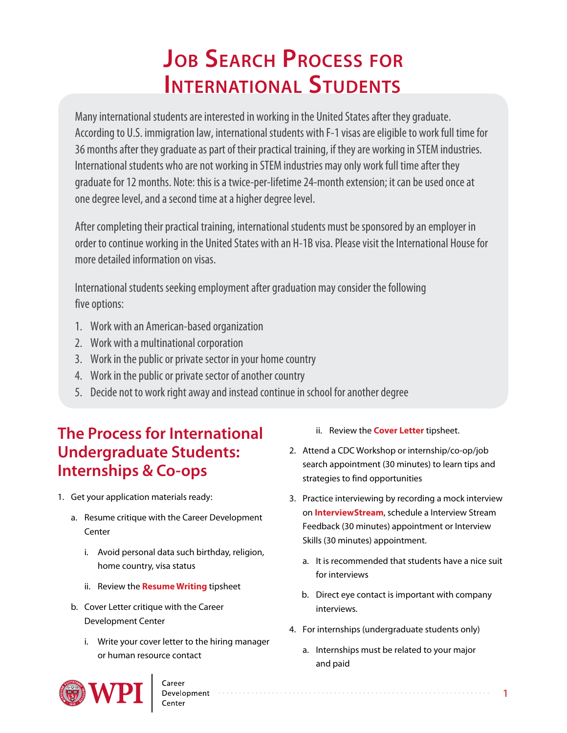# Job Search Process for International Students

Many international students are interested in working in the United States after they graduate. According to U.S. immigration law, international students with F-1 visas are eligible to work full time for 36 months after they graduate as part of their practical training, if they are working in STEM industries. International students who are not working in STEM industries may only work full time after they graduate for 12 months. Note: this is a twice-per-lifetime 24-month extension; it can be used once at one degree level, and a second time at a higher degree level.

After completing their practical training, international students must be sponsored by an employer in order to continue working in the United States with an H-1B visa. Please visit the International House for more detailed information on visas.

International students seeking employment after graduation may consider the following five options:

1. Work with an American-based organization
2. Work with a multinational corporation
3. Work in the public or private sector in your home country
4. Work in the public or private sector of another country
5. Decide not to work right away and instead continue in school for another degree

## The Process for International Undergraduate Students: Internships & Co-ops

1. Get your application materials ready:
   a. Resume critique with the Career Development Center
      i. Avoid personal data such birthday, religion, home country, visa status
      ii. Review the **Resume Writing** tipsheet
   b. Cover Letter critique with the Career Development Center
      i. Write your cover letter to the hiring manager or human resource contact
      ii. Review the **Cover Letter** tipsheet.
2. Attend a CDC Workshop or internship/co-op/job search appointment (30 minutes) to learn tips and strategies to find opportunities
3. Practice interviewing by recording a mock interview on **InterviewStream**, schedule a Interview Stream Feedback (30 minutes) appointment or Interview Skills (30 minutes) appointment.
   a. It is recommended that students have a nice suit for interviews
   b. Direct eye contact is important with company interviews.
4. For internships (undergraduate students only)
   a. Internships must be related to your major and paid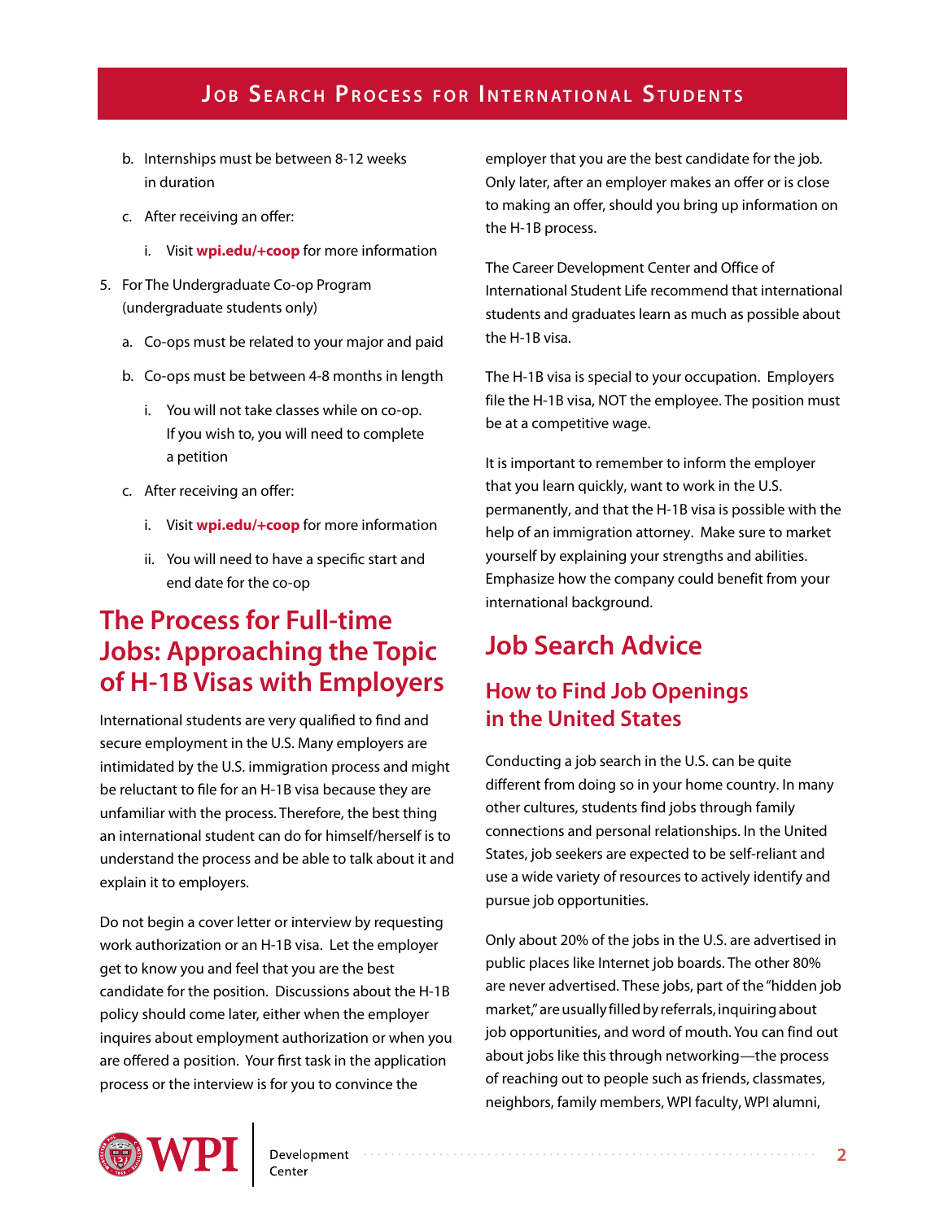b. Internships must be between 8-12 weeks in duration
   c. After receiving an offer:
      i. Visit **wpi.edu/+coop** for more information
5. For The Undergraduate Co-op Program (undergraduate students only)
   a. Co-ops must be related to your major and paid
   b. Co-ops must be between 4-8 months in length
      i. You will not take classes while on co-op. If you wish to, you will need to complete a petition
   c. After receiving an offer:
      i. Visit **wpi.edu/+coop** for more information
      ii. You will need to have a specific start and end date for the co-op

## The Process for Full-time Jobs: Approaching the Topic of H-1B Visas with Employers

International students are very qualified to find and secure employment in the U.S. Many employers are intimidated by the U.S. immigration process and might be reluctant to file for an H-1B visa because they are unfamiliar with the process. Therefore, the best thing an international student can do for himself/herself is to understand the process and be able to talk about it and explain it to employers.

Do not begin a cover letter or interview by requesting work authorization or an H-1B visa. Let the employer get to know you and feel that you are the best candidate for the position. Discussions about the H-1B policy should come later, either when the employer inquires about employment authorization or when you are offered a position. Your first task in the application process or the interview is for you to convince the employer that you are the best candidate for the job. Only later, after an employer makes an offer or is close to making an offer, should you bring up information on the H-1B process.

The Career Development Center and Office of International Student Life recommend that international students and graduates learn as much as possible about the H-1B visa.

The H-1B visa is special to your occupation. Employers file the H-1B visa, NOT the employee. The position must be at a competitive wage.

It is important to remember to inform the employer that you learn quickly, want to work in the U.S. permanently, and that the H-1B visa is possible with the help of an immigration attorney. Make sure to market yourself by explaining your strengths and abilities. Emphasize how the company could benefit from your international background.

## Job Search Advice

### How to Find Job Openings in the United States

Conducting a job search in the U.S. can be quite different from doing so in your home country. In many other cultures, students find jobs through family connections and personal relationships. In the United States, job seekers are expected to be self-reliant and use a wide variety of resources to actively identify and pursue job opportunities.

Only about 20% of the jobs in the U.S. are advertised in public places like Internet job boards. The other 80% are never advertised. These jobs, part of the "hidden job market," are usually filled by referrals, inquiring about job opportunities, and word of mouth. You can find out about jobs like this through networking—the process of reaching out to people such as friends, classmates, neighbors, family members, WPI faculty, WPI alumni,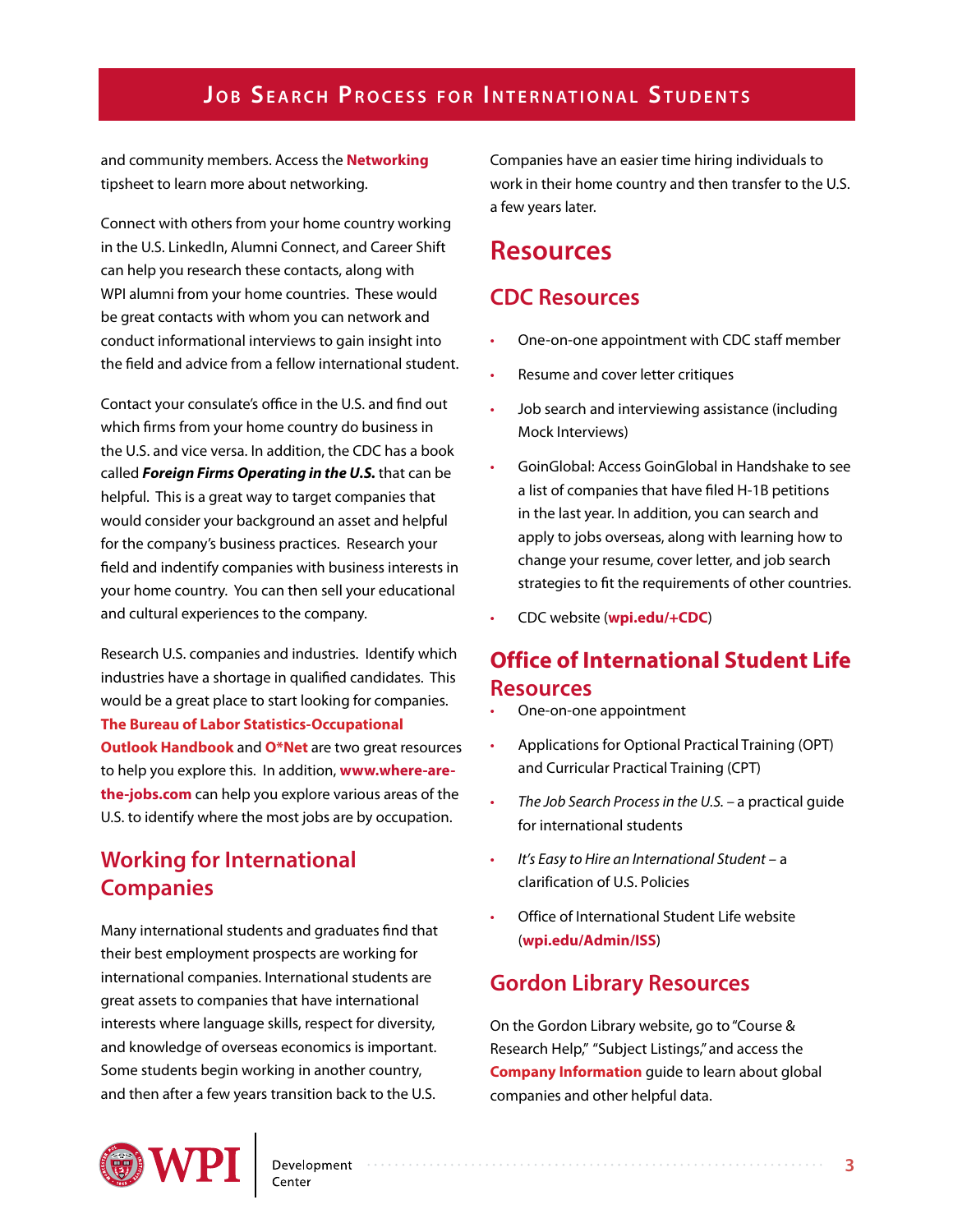and community members. Access the **Networking** tipsheet to learn more about networking.

Connect with others from your home country working in the U.S. LinkedIn, Alumni Connect, and Career Shift can help you research these contacts, along with WPI alumni from your home countries. These would be great contacts with whom you can network and conduct informational interviews to gain insight into the field and advice from a fellow international student.

Contact your consulate's office in the U.S. and find out which firms from your home country do business in the U.S. and vice versa. In addition, the CDC has a book called ***Foreign Firms Operating in the U.S.*** that can be helpful. This is a great way to target companies that would consider your background an asset and helpful for the company's business practices. Research your field and indentify companies with business interests in your home country. You can then sell your educational and cultural experiences to the company.

Research U.S. companies and industries. Identify which industries have a shortage in qualified candidates. This would be a great place to start looking for companies. **The Bureau of Labor Statistics-Occupational Outlook Handbook** and **O*Net** are two great resources to help you explore this. In addition, **www.where-are-the-jobs.com** can help you explore various areas of the U.S. to identify where the most jobs are by occupation.

## Working for International Companies

Many international students and graduates find that their best employment prospects are working for international companies. International students are great assets to companies that have international interests where language skills, respect for diversity, and knowledge of overseas economics is important. Some students begin working in another country, and then after a few years transition back to the U.S. Companies have an easier time hiring individuals to work in their home country and then transfer to the U.S. a few years later.

# Resources

## CDC Resources

- One-on-one appointment with CDC staff member
- Resume and cover letter critiques
- Job search and interviewing assistance (including Mock Interviews)
- GoinGlobal: Access GoinGlobal in Handshake to see a list of companies that have filed H-1B petitions in the last year. In addition, you can search and apply to jobs overseas, along with learning how to change your resume, cover letter, and job search strategies to fit the requirements of other countries.
- CDC website (**wpi.edu/+CDC**)

## Office of International Student Life Resources

- One-on-one appointment
- Applications for Optional Practical Training (OPT) and Curricular Practical Training (CPT)
- *The Job Search Process in the U.S.* – a practical guide for international students
- *It's Easy to Hire an International Student* – a clarification of U.S. Policies
- Office of International Student Life website (**wpi.edu/Admin/ISS**)

## Gordon Library Resources

On the Gordon Library website, go to "Course & Research Help," "Subject Listings," and access the **Company Information** guide to learn about global companies and other helpful data.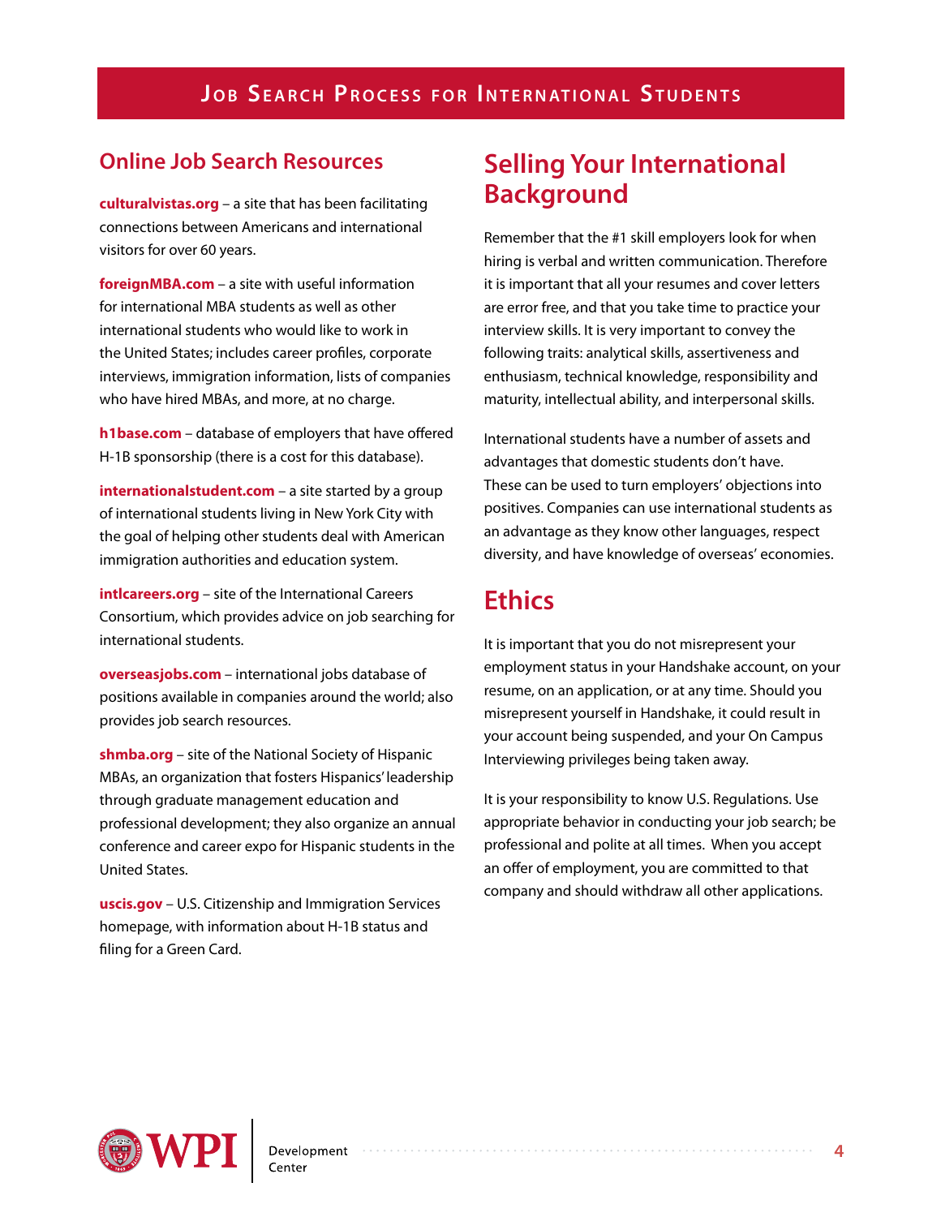## Online Job Search Resources

**culturalvistas.org** – a site that has been facilitating connections between Americans and international visitors for over 60 years.

**foreignMBA.com** – a site with useful information for international MBA students as well as other international students who would like to work in the United States; includes career profiles, corporate interviews, immigration information, lists of companies who have hired MBAs, and more, at no charge.

**h1base.com** – database of employers that have offered H-1B sponsorship (there is a cost for this database).

**internationalstudent.com** – a site started by a group of international students living in New York City with the goal of helping other students deal with American immigration authorities and education system.

**intlcareers.org** – site of the International Careers Consortium, which provides advice on job searching for international students.

**overseasjobs.com** – international jobs database of positions available in companies around the world; also provides job search resources.

**shmba.org** – site of the National Society of Hispanic MBAs, an organization that fosters Hispanics' leadership through graduate management education and professional development; they also organize an annual conference and career expo for Hispanic students in the United States.

**uscis.gov** – U.S. Citizenship and Immigration Services homepage, with information about H-1B status and filing for a Green Card.

## Selling Your International Background

Remember that the #1 skill employers look for when hiring is verbal and written communication. Therefore it is important that all your resumes and cover letters are error free, and that you take time to practice your interview skills. It is very important to convey the following traits: analytical skills, assertiveness and enthusiasm, technical knowledge, responsibility and maturity, intellectual ability, and interpersonal skills.

International students have a number of assets and advantages that domestic students don't have. These can be used to turn employers' objections into positives. Companies can use international students as an advantage as they know other languages, respect diversity, and have knowledge of overseas' economies.

## Ethics

It is important that you do not misrepresent your employment status in your Handshake account, on your resume, on an application, or at any time. Should you misrepresent yourself in Handshake, it could result in your account being suspended, and your On Campus Interviewing privileges being taken away.

It is your responsibility to know U.S. Regulations. Use appropriate behavior in conducting your job search; be professional and polite at all times. When you accept an offer of employment, you are committed to that company and should withdraw all other applications.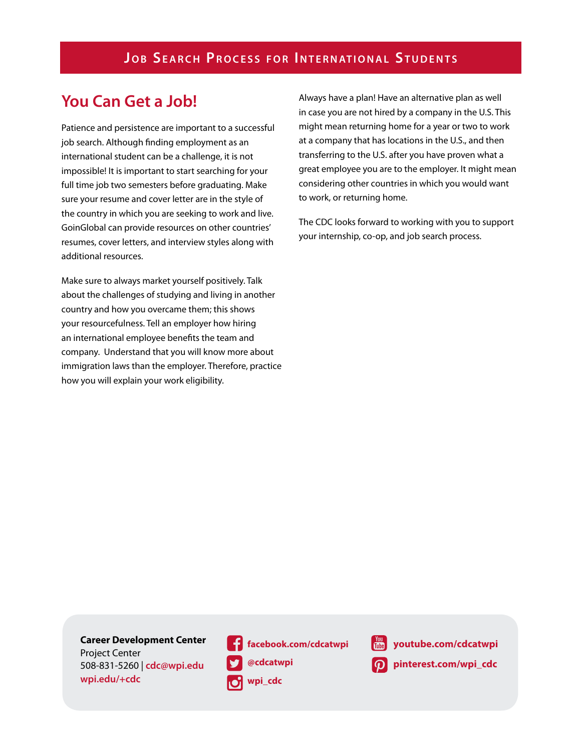# Job Search Process for International Students

## You Can Get a Job!

Patience and persistence are important to a successful job search. Although finding employment as an international student can be a challenge, it is not impossible! It is important to start searching for your full time job two semesters before graduating. Make sure your resume and cover letter are in the style of the country in which you are seeking to work and live. GoinGlobal can provide resources on other countries' resumes, cover letters, and interview styles along with additional resources.

Make sure to always market yourself positively. Talk about the challenges of studying and living in another country and how you overcame them; this shows your resourcefulness. Tell an employer how hiring an international employee benefits the team and company. Understand that you will know more about immigration laws than the employer. Therefore, practice how you will explain your work eligibility.

Always have a plan! Have an alternative plan as well in case you are not hired by a company in the U.S. This might mean returning home for a year or two to work at a company that has locations in the U.S., and then transferring to the U.S. after you have proven what a great employee you are to the employer. It might mean considering other countries in which you would want to work, or returning home.

The CDC looks forward to working with you to support your internship, co-op, and job search process.

**Career Development Center**
Project Center
508-831-5260 | cdc@wpi.edu
wpi.edu/+cdc

facebook.com/cdcatwpi
@cdcatwpi
wpi_cdc
youtube.com/cdcatwpi
pinterest.com/wpi_cdc